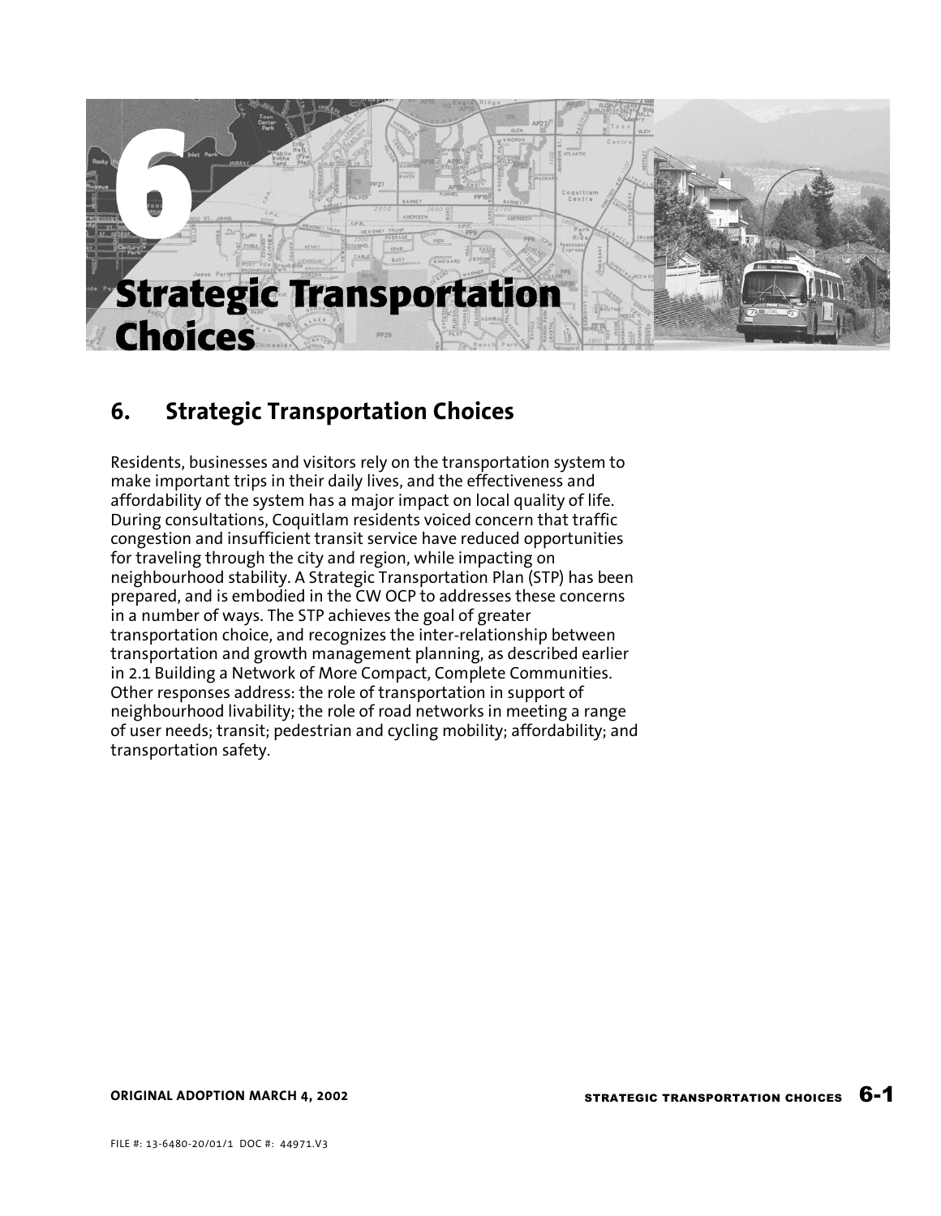# 6 Strategic Transportation Choices

## 6. Strategic Transportation Choices

Residents, businesses and visitors rely on the transportation system to make important trips in their daily lives, and the effectiveness and affordability of the system has a major impact on local quality of life. During consultations, Coquitlam residents voiced concern that traffic congestion and insufficient transit service have reduced opportunities for traveling through the city and region, while impacting on neighbourhood stability. A Strategic Transportation Plan (STP) has been prepared, and is embodied in the CW OCP to addresses these concerns in a number of ways. The STP achieves the goal of greater transportation choice, and recognizes the inter-relationship between transportation and growth management planning, as described earlier in 2.1 Building a Network of More Compact, Complete Communities. Other responses address: the role of transportation in support of neighbourhood livability; the role of road networks in meeting a range of user needs; transit; pedestrian and cycling mobility; affordability; and transportation safety.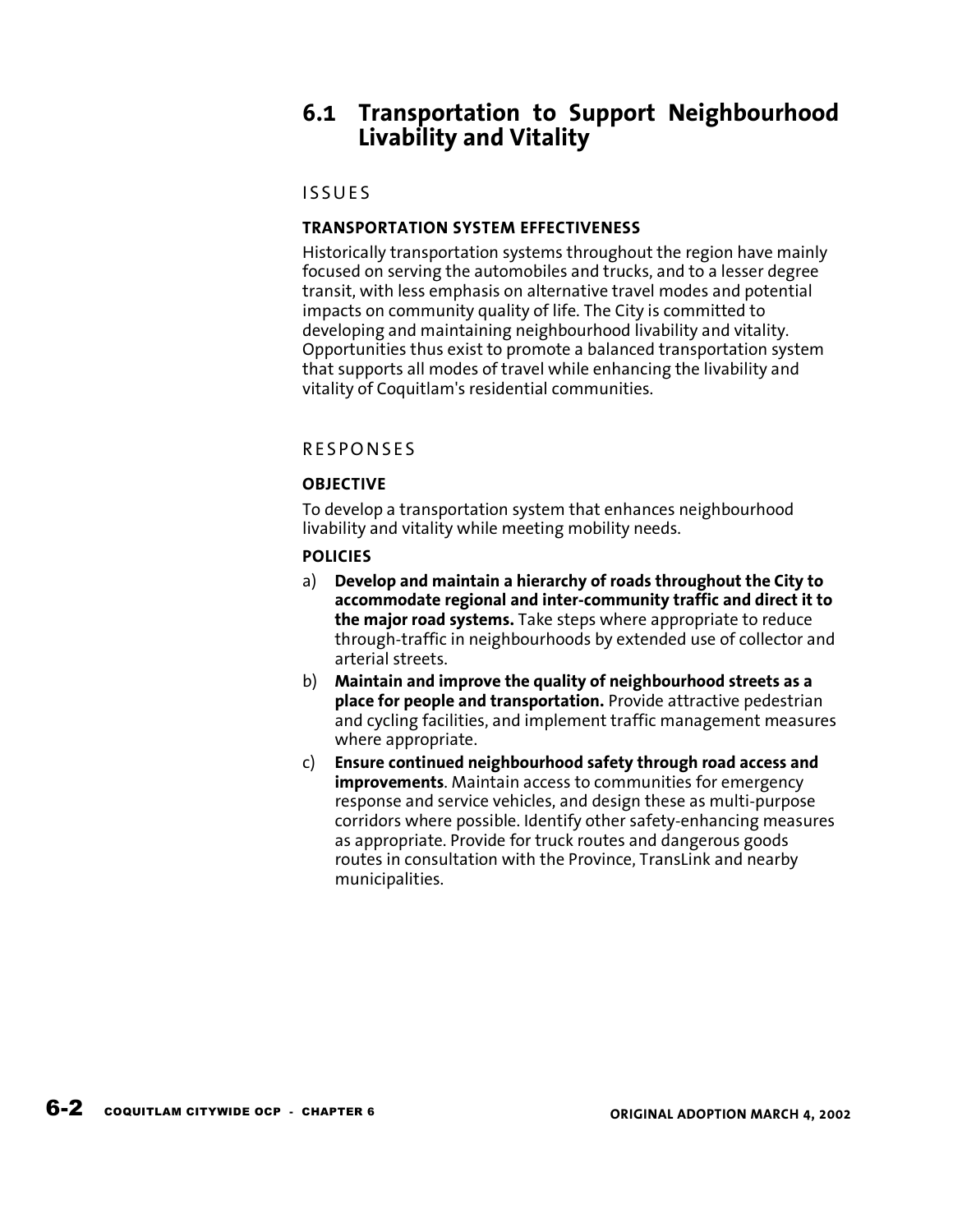## 6.1 Transportation to Support Neighbourhood Livability and Vitality

### ISSUES

#### TRANSPORTATION SYSTEM EFFECTIVENESS

Historically transportation systems throughout the region have mainly focused on serving the automobiles and trucks, and to a lesser degree transit, with less emphasis on alternative travel modes and potential impacts on community quality of life. The City is committed to developing and maintaining neighbourhood livability and vitality. Opportunities thus exist to promote a balanced transportation system that supports all modes of travel while enhancing the livability and vitality of Coquitlam's residential communities.

### RESPONSES

#### OBJECTIVE

To develop a transportation system that enhances neighbourhood livability and vitality while meeting mobility needs.

#### POLICIES

a) **Develop and maintain a hierarchy of roads throughout the City to accommodate regional and inter-community traffic and direct it to the major road systems.** Take steps where appropriate to reduce through-traffic in neighbourhoods by extended use of collector and arterial streets.

b) **Maintain and improve the quality of neighbourhood streets as a place for people and transportation.** Provide attractive pedestrian and cycling facilities, and implement traffic management measures where appropriate.

c) **Ensure continued neighbourhood safety through road access and improvements**. Maintain access to communities for emergency response and service vehicles, and design these as multi-purpose corridors where possible. Identify other safety-enhancing measures as appropriate. Provide for truck routes and dangerous goods routes in consultation with the Province, TransLink and nearby municipalities.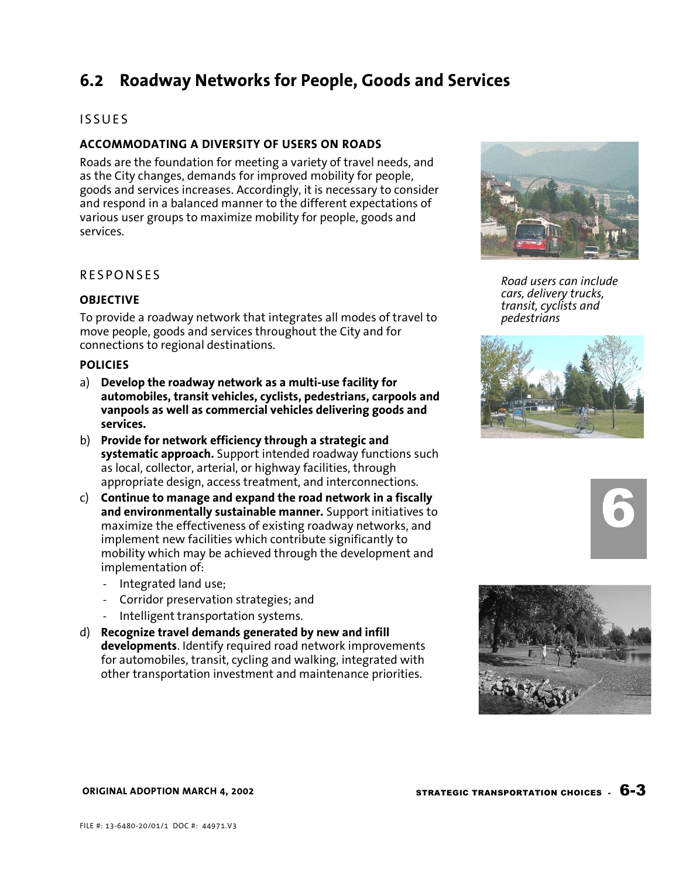## 6.2 Roadway Networks for People, Goods and Services

### ISSUES

**ACCOMMODATING A DIVERSITY OF USERS ON ROADS**

Roads are the foundation for meeting a variety of travel needs, and as the City changes, demands for improved mobility for people, goods and services increases. Accordingly, it is necessary to consider and respond in a balanced manner to the different expectations of various user groups to maximize mobility for people, goods and services.

*Road users can include cars, delivery trucks, transit, cyclists and pedestrians*

### RESPONSES

**OBJECTIVE**

To provide a roadway network that integrates all modes of travel to move people, goods and services throughout the City and for connections to regional destinations.

**POLICIES**

a) **Develop the roadway network as a multi-use facility for automobiles, transit vehicles, cyclists, pedestrians, carpools and vanpools as well as commercial vehicles delivering goods and services.**

b) **Provide for network efficiency through a strategic and systematic approach.** Support intended roadway functions such as local, collector, arterial, or highway facilities, through appropriate design, access treatment, and interconnections.

c) **Continue to manage and expand the road network in a fiscally and environmentally sustainable manner.** Support initiatives to maximize the effectiveness of existing roadway networks, and implement new facilities which contribute significantly to mobility which may be achieved through the development and implementation of:
   - Integrated land use;
   - Corridor preservation strategies; and
   - Intelligent transportation systems.

d) **Recognize travel demands generated by new and infill developments**. Identify required road network improvements for automobiles, transit, cycling and walking, integrated with other transportation investment and maintenance priorities.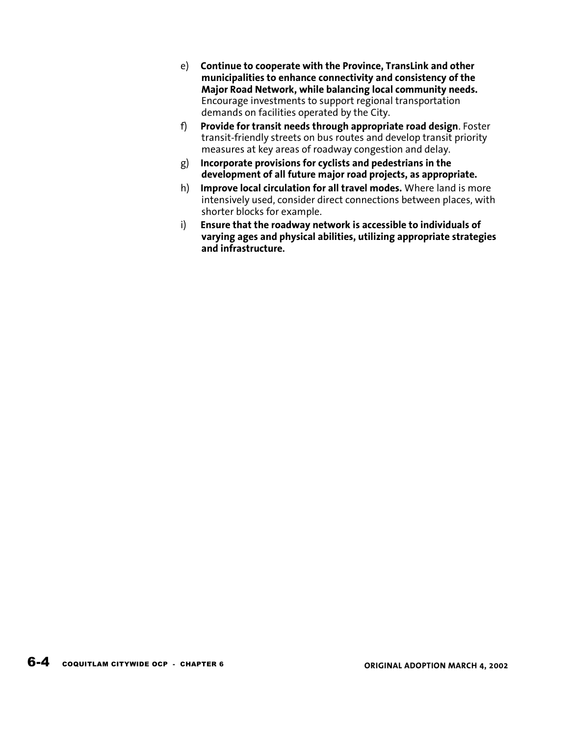e) **Continue to cooperate with the Province, TransLink and other municipalities to enhance connectivity and consistency of the Major Road Network, while balancing local community needs.** Encourage investments to support regional transportation demands on facilities operated by the City.

f) **Provide for transit needs through appropriate road design**. Foster transit-friendly streets on bus routes and develop transit priority measures at key areas of roadway congestion and delay.

g) **Incorporate provisions for cyclists and pedestrians in the development of all future major road projects, as appropriate.**

h) **Improve local circulation for all travel modes.** Where land is more intensively used, consider direct connections between places, with shorter blocks for example.

i) **Ensure that the roadway network is accessible to individuals of varying ages and physical abilities, utilizing appropriate strategies and infrastructure.**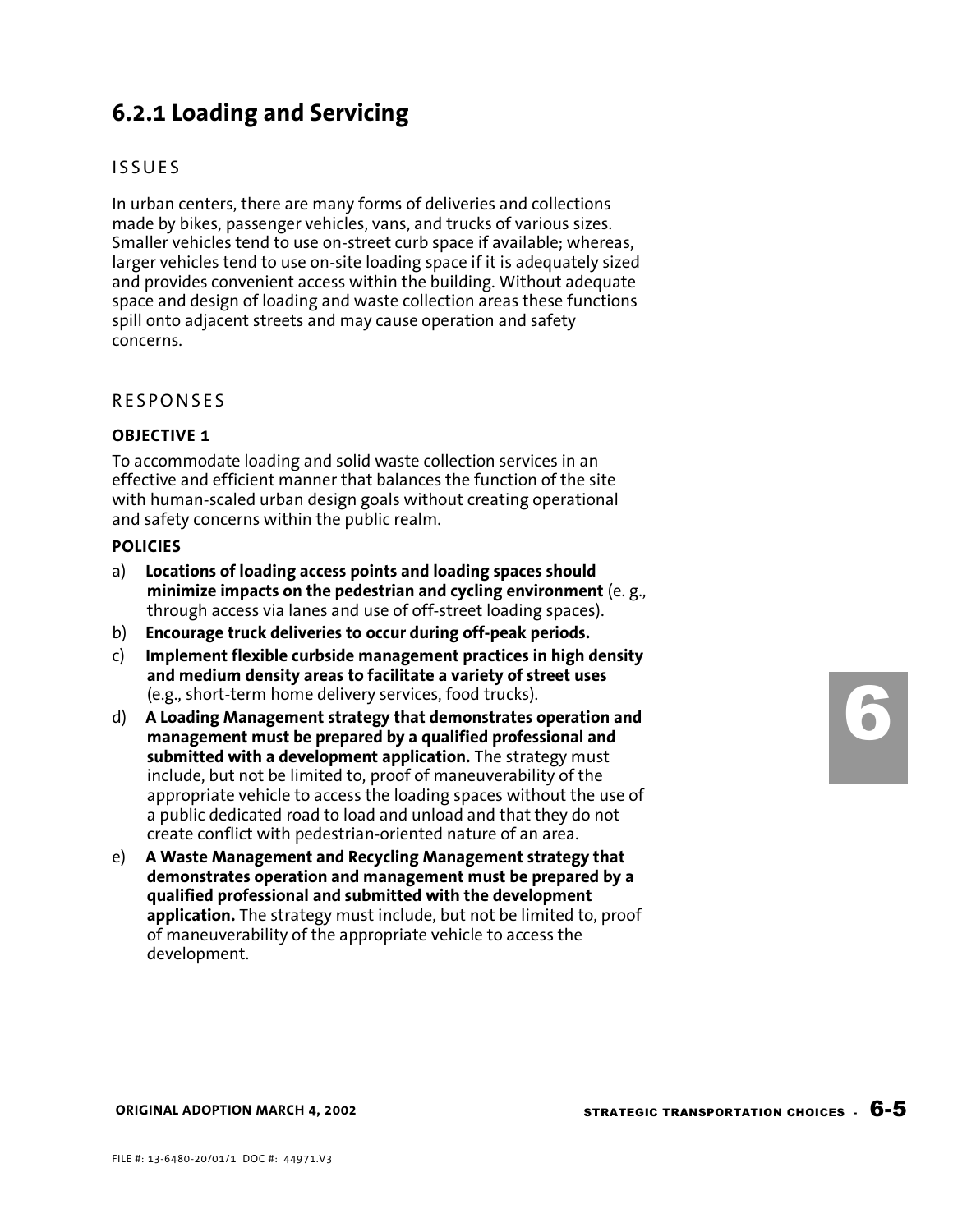## 6.2.1 Loading and Servicing

### ISSUES

In urban centers, there are many forms of deliveries and collections made by bikes, passenger vehicles, vans, and trucks of various sizes. Smaller vehicles tend to use on-street curb space if available; whereas, larger vehicles tend to use on-site loading space if it is adequately sized and provides convenient access within the building. Without adequate space and design of loading and waste collection areas these functions spill onto adjacent streets and may cause operation and safety concerns.

### RESPONSES

**OBJECTIVE 1**

To accommodate loading and solid waste collection services in an effective and efficient manner that balances the function of the site with human-scaled urban design goals without creating operational and safety concerns within the public realm.

**POLICIES**

a) **Locations of loading access points and loading spaces should minimize impacts on the pedestrian and cycling environment** (e. g., through access via lanes and use of off-street loading spaces).

b) **Encourage truck deliveries to occur during off-peak periods.**

c) **Implement flexible curbside management practices in high density and medium density areas to facilitate a variety of street uses** (e.g., short-term home delivery services, food trucks).

d) **A Loading Management strategy that demonstrates operation and management must be prepared by a qualified professional and submitted with a development application.** The strategy must include, but not be limited to, proof of maneuverability of the appropriate vehicle to access the loading spaces without the use of a public dedicated road to load and unload and that they do not create conflict with pedestrian-oriented nature of an area.

e) **A Waste Management and Recycling Management strategy that demonstrates operation and management must be prepared by a qualified professional and submitted with the development application.** The strategy must include, but not be limited to, proof of maneuverability of the appropriate vehicle to access the development.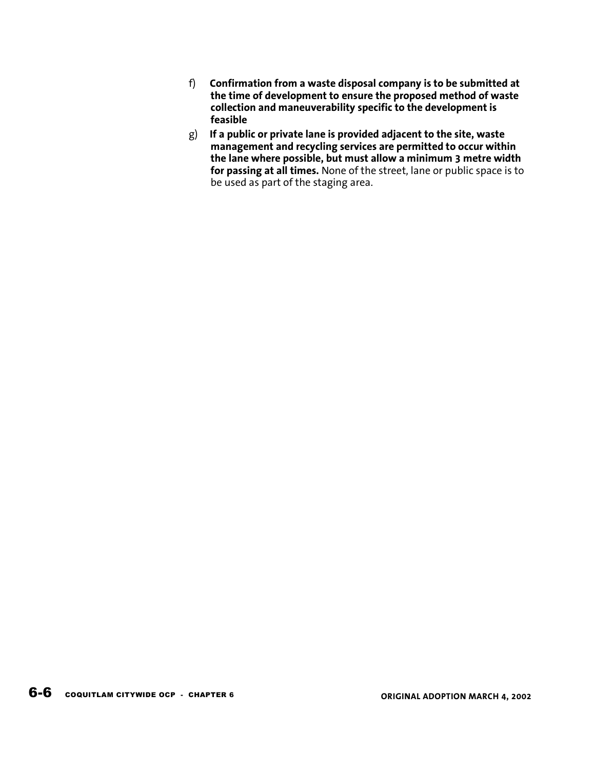f) **Confirmation from a waste disposal company is to be submitted at the time of development to ensure the proposed method of waste collection and maneuverability specific to the development is feasible**

g) **If a public or private lane is provided adjacent to the site, waste management and recycling services are permitted to occur within the lane where possible, but must allow a minimum 3 metre width for passing at all times.** None of the street, lane or public space is to be used as part of the staging area.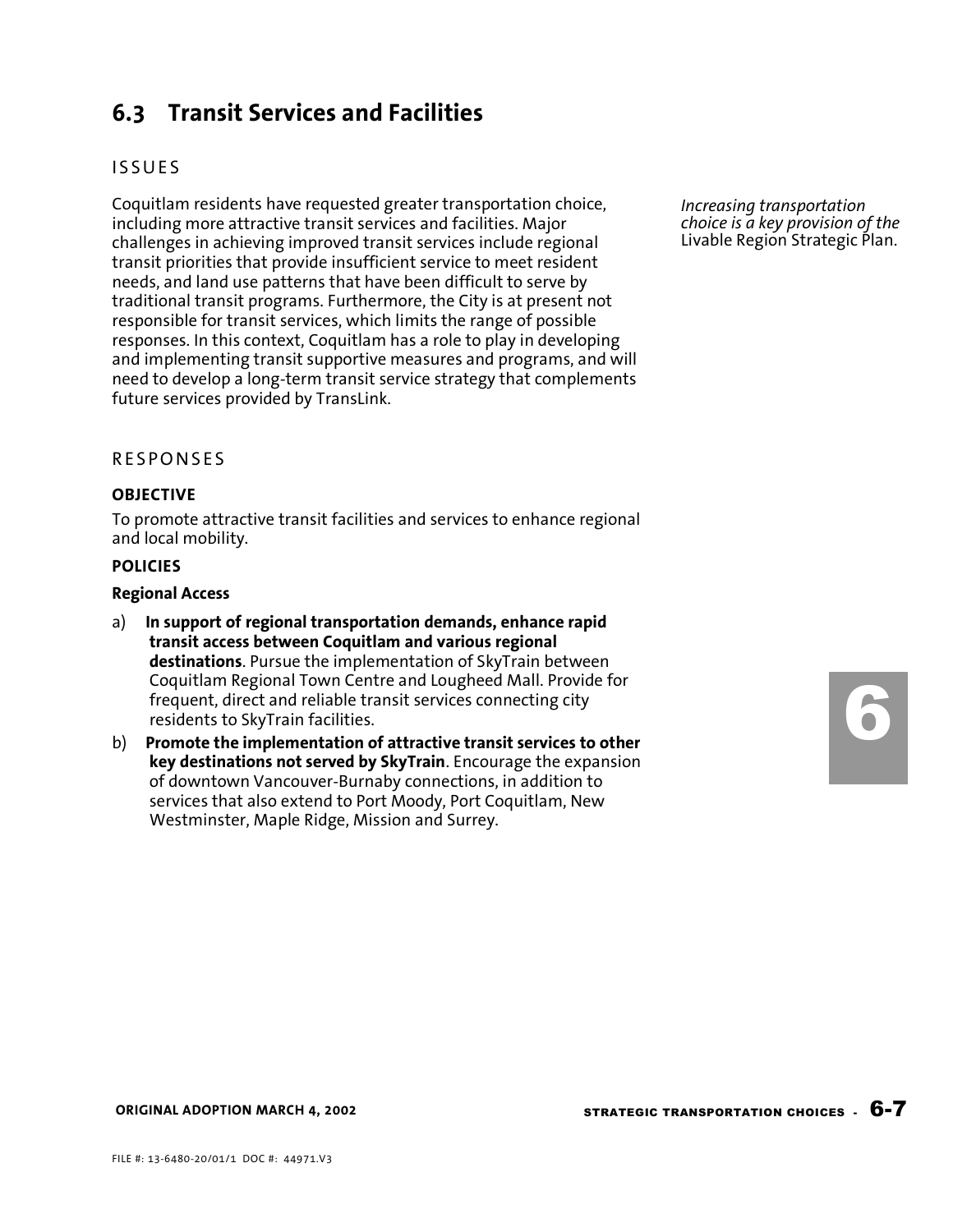## 6.3 Transit Services and Facilities

ISSUES

Coquitlam residents have requested greater transportation choice, including more attractive transit services and facilities. Major challenges in achieving improved transit services include regional transit priorities that provide insufficient service to meet resident needs, and land use patterns that have been difficult to serve by traditional transit programs. Furthermore, the City is at present not responsible for transit services, which limits the range of possible responses. In this context, Coquitlam has a role to play in developing and implementing transit supportive measures and programs, and will need to develop a long-term transit service strategy that complements future services provided by TransLink.

*Increasing transportation choice is a key provision of the* Livable Region Strategic Plan.

RESPONSES

**OBJECTIVE**

To promote attractive transit facilities and services to enhance regional and local mobility.

**POLICIES**

**Regional Access**

a) **In support of regional transportation demands, enhance rapid transit access between Coquitlam and various regional destinations**. Pursue the implementation of SkyTrain between Coquitlam Regional Town Centre and Lougheed Mall. Provide for frequent, direct and reliable transit services connecting city residents to SkyTrain facilities.

b) **Promote the implementation of attractive transit services to other key destinations not served by SkyTrain**. Encourage the expansion of downtown Vancouver-Burnaby connections, in addition to services that also extend to Port Moody, Port Coquitlam, New Westminster, Maple Ridge, Mission and Surrey.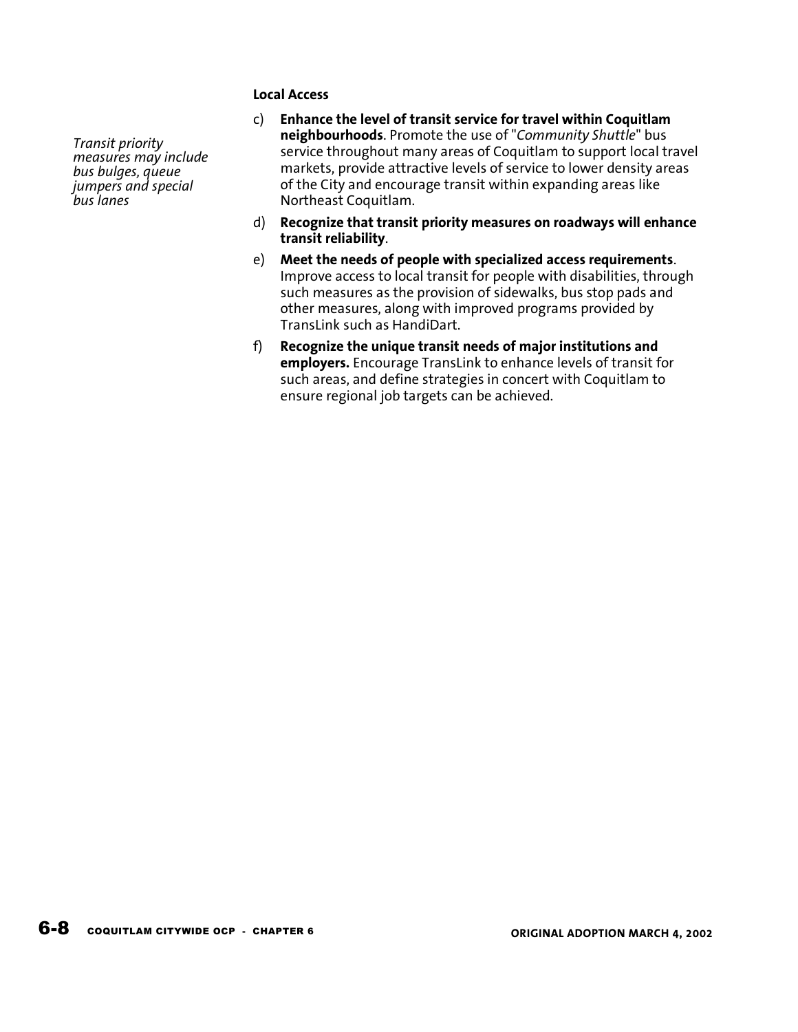*Transit priority measures may include bus bulges, queue jumpers and special bus lanes*

**Local Access**

c) **Enhance the level of transit service for travel within Coquitlam neighbourhoods**. Promote the use of "*Community Shuttle*" bus service throughout many areas of Coquitlam to support local travel markets, provide attractive levels of service to lower density areas of the City and encourage transit within expanding areas like Northeast Coquitlam.

d) **Recognize that transit priority measures on roadways will enhance transit reliability**.

e) **Meet the needs of people with specialized access requirements**. Improve access to local transit for people with disabilities, through such measures as the provision of sidewalks, bus stop pads and other measures, along with improved programs provided by TransLink such as HandiDart.

f) **Recognize the unique transit needs of major institutions and employers.** Encourage TransLink to enhance levels of transit for such areas, and define strategies in concert with Coquitlam to ensure regional job targets can be achieved.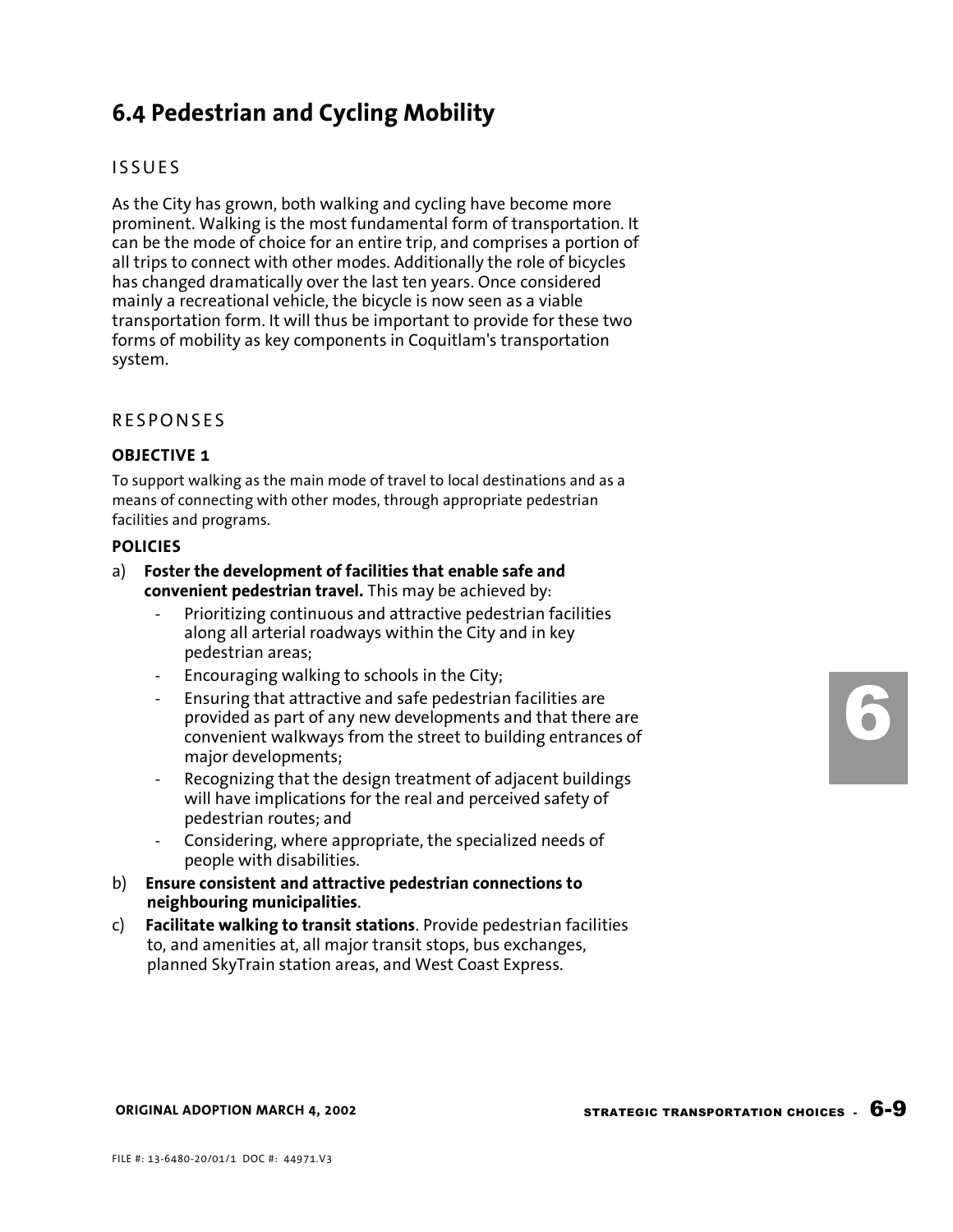## 6.4 Pedestrian and Cycling Mobility

### ISSUES

As the City has grown, both walking and cycling have become more prominent. Walking is the most fundamental form of transportation. It can be the mode of choice for an entire trip, and comprises a portion of all trips to connect with other modes. Additionally the role of bicycles has changed dramatically over the last ten years. Once considered mainly a recreational vehicle, the bicycle is now seen as a viable transportation form. It will thus be important to provide for these two forms of mobility as key components in Coquitlam's transportation system.

### RESPONSES

**OBJECTIVE 1**

To support walking as the main mode of travel to local destinations and as a means of connecting with other modes, through appropriate pedestrian facilities and programs.

**POLICIES**

a) **Foster the development of facilities that enable safe and convenient pedestrian travel.** This may be achieved by:
   - Prioritizing continuous and attractive pedestrian facilities along all arterial roadways within the City and in key pedestrian areas;
   - Encouraging walking to schools in the City;
   - Ensuring that attractive and safe pedestrian facilities are provided as part of any new developments and that there are convenient walkways from the street to building entrances of major developments;
   - Recognizing that the design treatment of adjacent buildings will have implications for the real and perceived safety of pedestrian routes; and
   - Considering, where appropriate, the specialized needs of people with disabilities.

b) **Ensure consistent and attractive pedestrian connections to neighbouring municipalities**.

c) **Facilitate walking to transit stations**. Provide pedestrian facilities to, and amenities at, all major transit stops, bus exchanges, planned SkyTrain station areas, and West Coast Express.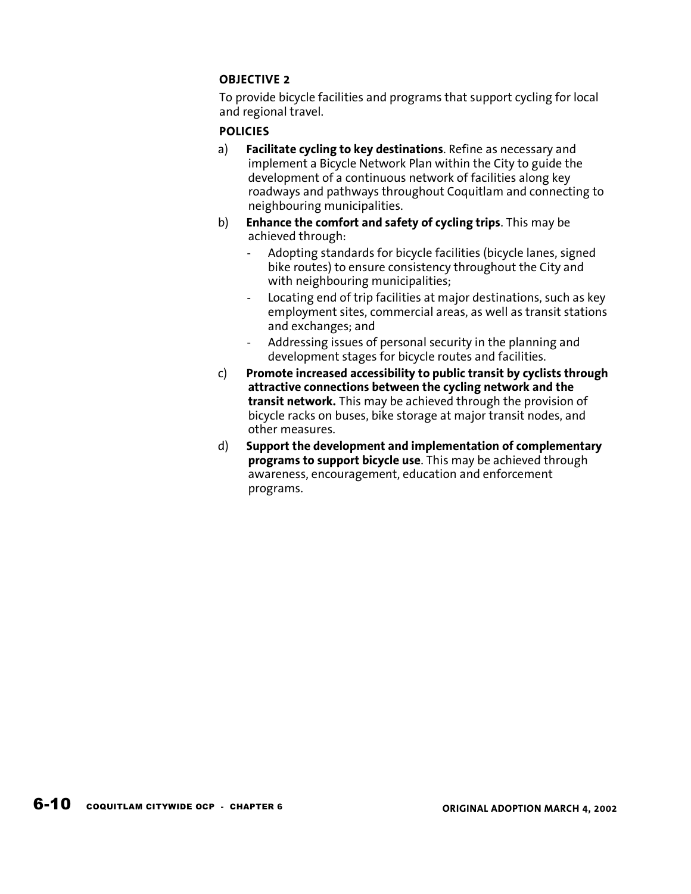### OBJECTIVE 2

To provide bicycle facilities and programs that support cycling for local and regional travel.

### POLICIES

a) **Facilitate cycling to key destinations**. Refine as necessary and implement a Bicycle Network Plan within the City to guide the development of a continuous network of facilities along key roadways and pathways throughout Coquitlam and connecting to neighbouring municipalities.

b) **Enhance the comfort and safety of cycling trips**. This may be achieved through:
   - Adopting standards for bicycle facilities (bicycle lanes, signed bike routes) to ensure consistency throughout the City and with neighbouring municipalities;
   - Locating end of trip facilities at major destinations, such as key employment sites, commercial areas, as well as transit stations and exchanges; and
   - Addressing issues of personal security in the planning and development stages for bicycle routes and facilities.

c) **Promote increased accessibility to public transit by cyclists through attractive connections between the cycling network and the transit network.** This may be achieved through the provision of bicycle racks on buses, bike storage at major transit nodes, and other measures.

d) **Support the development and implementation of complementary programs to support bicycle use**. This may be achieved through awareness, encouragement, education and enforcement programs.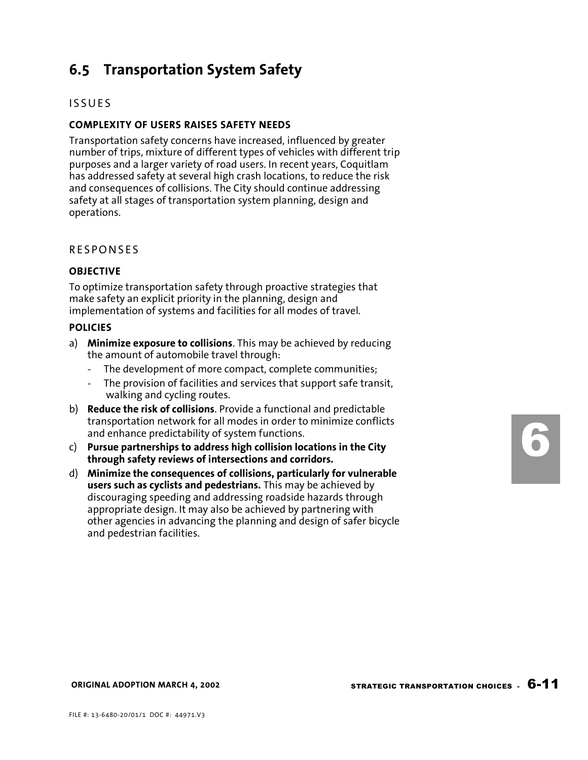## 6.5 Transportation System Safety

### ISSUES

#### COMPLEXITY OF USERS RAISES SAFETY NEEDS

Transportation safety concerns have increased, influenced by greater number of trips, mixture of different types of vehicles with different trip purposes and a larger variety of road users. In recent years, Coquitlam has addressed safety at several high crash locations, to reduce the risk and consequences of collisions. The City should continue addressing safety at all stages of transportation system planning, design and operations.

### RESPONSES

#### OBJECTIVE

To optimize transportation safety through proactive strategies that make safety an explicit priority in the planning, design and implementation of systems and facilities for all modes of travel.

#### POLICIES

a) **Minimize exposure to collisions**. This may be achieved by reducing the amount of automobile travel through:
   - The development of more compact, complete communities;
   - The provision of facilities and services that support safe transit, walking and cycling routes.

b) **Reduce the risk of collisions**. Provide a functional and predictable transportation network for all modes in order to minimize conflicts and enhance predictability of system functions.

c) **Pursue partnerships to address high collision locations in the City through safety reviews of intersections and corridors.**

d) **Minimize the consequences of collisions, particularly for vulnerable users such as cyclists and pedestrians.** This may be achieved by discouraging speeding and addressing roadside hazards through appropriate design. It may also be achieved by partnering with other agencies in advancing the planning and design of safer bicycle and pedestrian facilities.